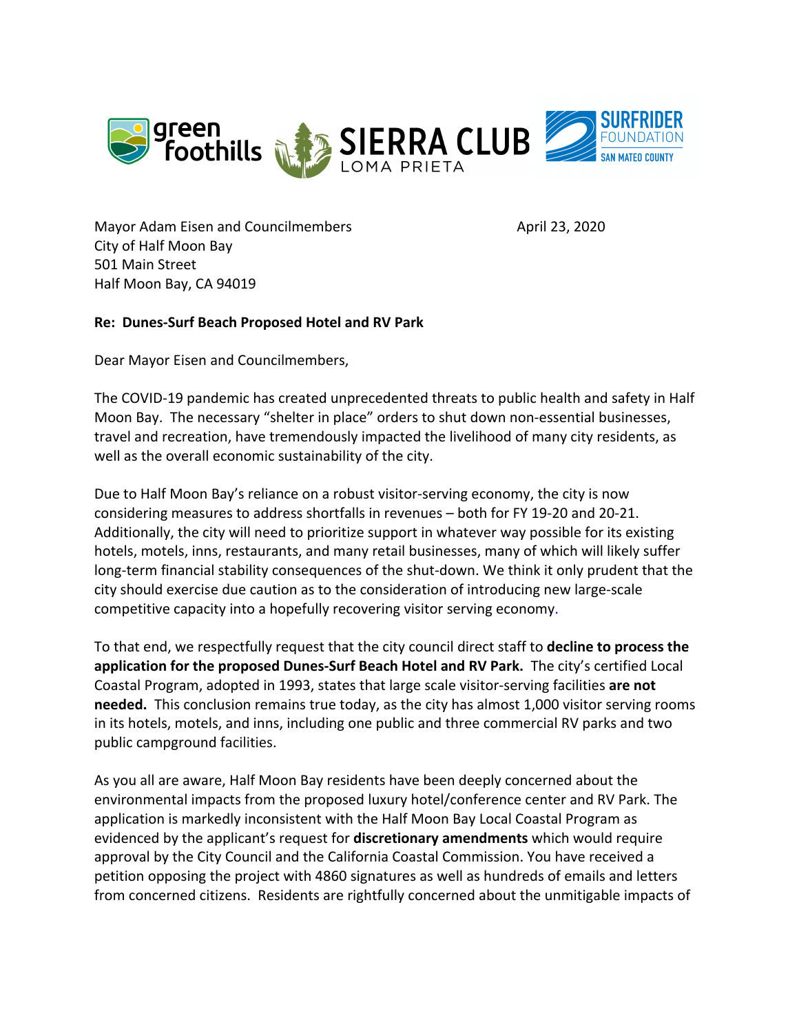green foothills | SIERRA CLUB LOMA PRIETA | SURFRIDER FOUNDATION SAN MATEO COUNTY

Mayor Adam Eisen and Councilmembers
City of Half Moon Bay
501 Main Street
Half Moon Bay, CA 94019

April 23, 2020

**Re: Dunes-Surf Beach Proposed Hotel and RV Park**

Dear Mayor Eisen and Councilmembers,

The COVID-19 pandemic has created unprecedented threats to public health and safety in Half Moon Bay. The necessary "shelter in place" orders to shut down non-essential businesses, travel and recreation, have tremendously impacted the livelihood of many city residents, as well as the overall economic sustainability of the city.

Due to Half Moon Bay's reliance on a robust visitor-serving economy, the city is now considering measures to address shortfalls in revenues – both for FY 19-20 and 20-21. Additionally, the city will need to prioritize support in whatever way possible for its existing hotels, motels, inns, restaurants, and many retail businesses, many of which will likely suffer long-term financial stability consequences of the shut-down. We think it only prudent that the city should exercise due caution as to the consideration of introducing new large-scale competitive capacity into a hopefully recovering visitor serving economy.

To that end, we respectfully request that the city council direct staff to **decline to process the application for the proposed Dunes-Surf Beach Hotel and RV Park.** The city's certified Local Coastal Program, adopted in 1993, states that large scale visitor-serving facilities **are not needed.** This conclusion remains true today, as the city has almost 1,000 visitor serving rooms in its hotels, motels, and inns, including one public and three commercial RV parks and two public campground facilities.

As you all are aware, Half Moon Bay residents have been deeply concerned about the environmental impacts from the proposed luxury hotel/conference center and RV Park. The application is markedly inconsistent with the Half Moon Bay Local Coastal Program as evidenced by the applicant's request for **discretionary amendments** which would require approval by the City Council and the California Coastal Commission. You have received a petition opposing the project with 4860 signatures as well as hundreds of emails and letters from concerned citizens. Residents are rightfully concerned about the unmitigable impacts of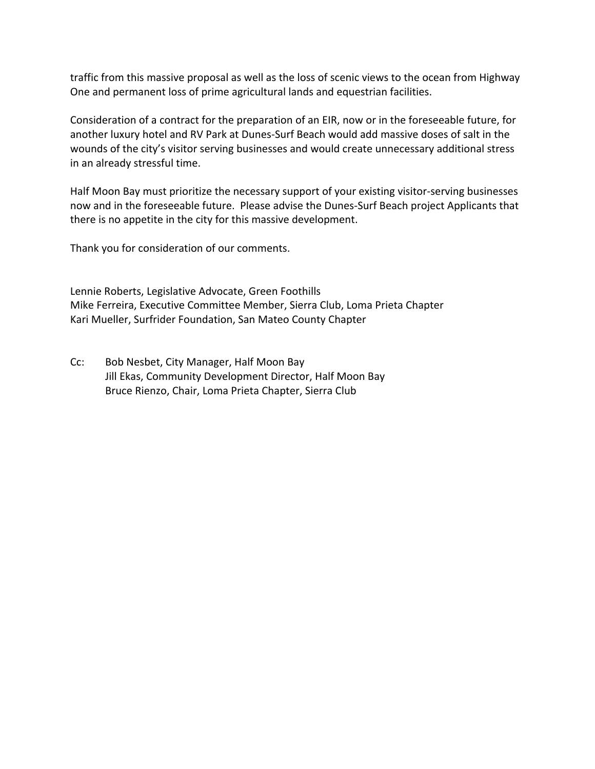traffic from this massive proposal as well as the loss of scenic views to the ocean from Highway One and permanent loss of prime agricultural lands and equestrian facilities.

Consideration of a contract for the preparation of an EIR, now or in the foreseeable future, for another luxury hotel and RV Park at Dunes-Surf Beach would add massive doses of salt in the wounds of the city's visitor serving businesses and would create unnecessary additional stress in an already stressful time.

Half Moon Bay must prioritize the necessary support of your existing visitor-serving businesses now and in the foreseeable future. Please advise the Dunes-Surf Beach project Applicants that there is no appetite in the city for this massive development.

Thank you for consideration of our comments.

Lennie Roberts, Legislative Advocate, Green Foothills
Mike Ferreira, Executive Committee Member, Sierra Club, Loma Prieta Chapter
Kari Mueller, Surfrider Foundation, San Mateo County Chapter

Cc: Bob Nesbet, City Manager, Half Moon Bay
Jill Ekas, Community Development Director, Half Moon Bay
Bruce Rienzo, Chair, Loma Prieta Chapter, Sierra Club